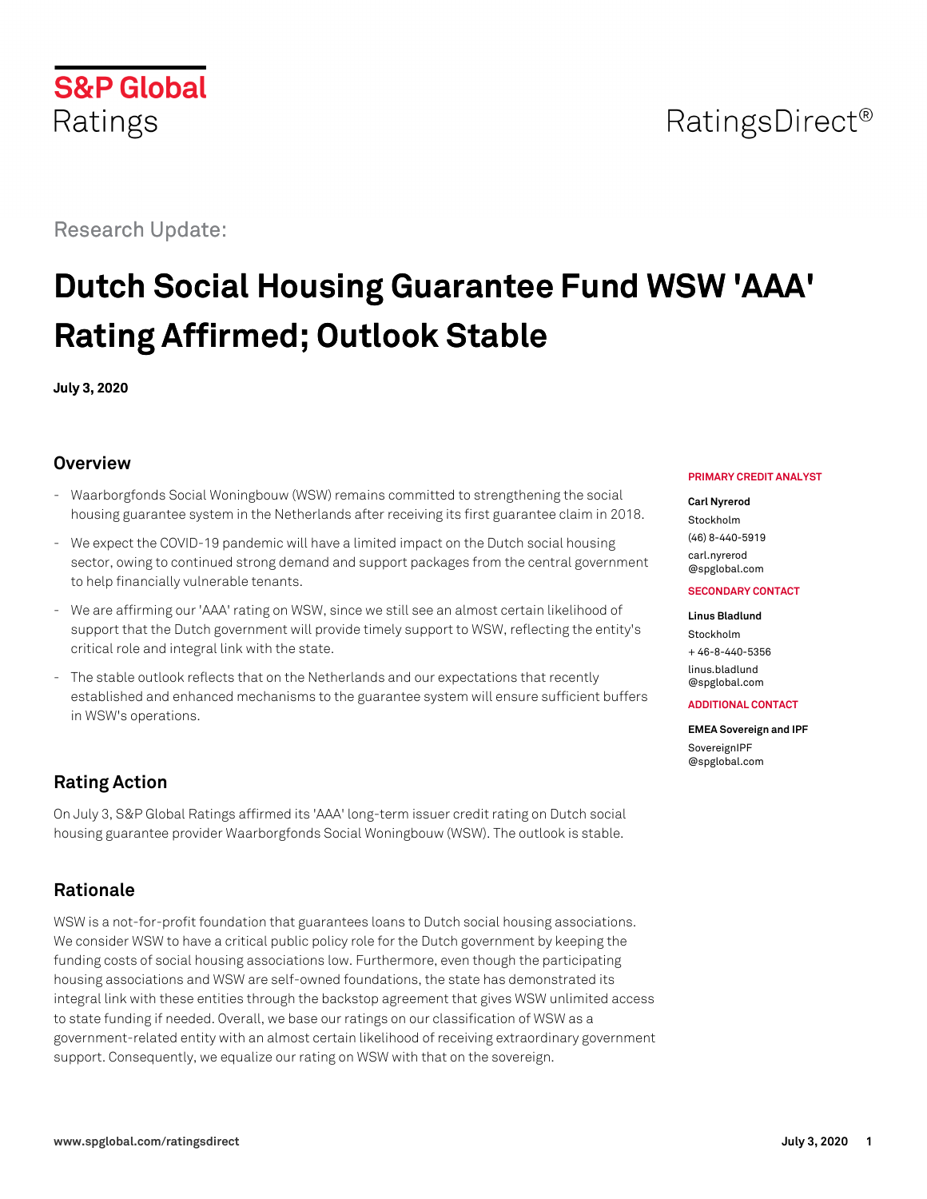S&P Global Ratings

RatingsDirect®

Research Update:

# Dutch Social Housing Guarantee Fund WSW 'AAA' Rating Affirmed; Outlook Stable

**July 3, 2020**

## Overview

- Waarborgfonds Social Woningbouw (WSW) remains committed to strengthening the social housing guarantee system in the Netherlands after receiving its first guarantee claim in 2018.
- We expect the COVID-19 pandemic will have a limited impact on the Dutch social housing sector, owing to continued strong demand and support packages from the central government to help financially vulnerable tenants.
- We are affirming our 'AAA' rating on WSW, since we still see an almost certain likelihood of support that the Dutch government will provide timely support to WSW, reflecting the entity's critical role and integral link with the state.
- The stable outlook reflects that on the Netherlands and our expectations that recently established and enhanced mechanisms to the guarantee system will ensure sufficient buffers in WSW's operations.

**PRIMARY CREDIT ANALYST**

**Carl Nyrerod**
Stockholm
(46) 8-440-5919
carl.nyrerod@spglobal.com

**SECONDARY CONTACT**

**Linus Bladlund**
Stockholm
+ 46-8-440-5356
linus.bladlund@spglobal.com

**ADDITIONAL CONTACT**

**EMEA Sovereign and IPF**
SovereignIPF@spglobal.com

## Rating Action

On July 3, S&P Global Ratings affirmed its 'AAA' long-term issuer credit rating on Dutch social housing guarantee provider Waarborgfonds Social Woningbouw (WSW). The outlook is stable.

## Rationale

WSW is a not-for-profit foundation that guarantees loans to Dutch social housing associations. We consider WSW to have a critical public policy role for the Dutch government by keeping the funding costs of social housing associations low. Furthermore, even though the participating housing associations and WSW are self-owned foundations, the state has demonstrated its integral link with these entities through the backstop agreement that gives WSW unlimited access to state funding if needed. Overall, we base our ratings on our classification of WSW as a government-related entity with an almost certain likelihood of receiving extraordinary government support. Consequently, we equalize our rating on WSW with that on the sovereign.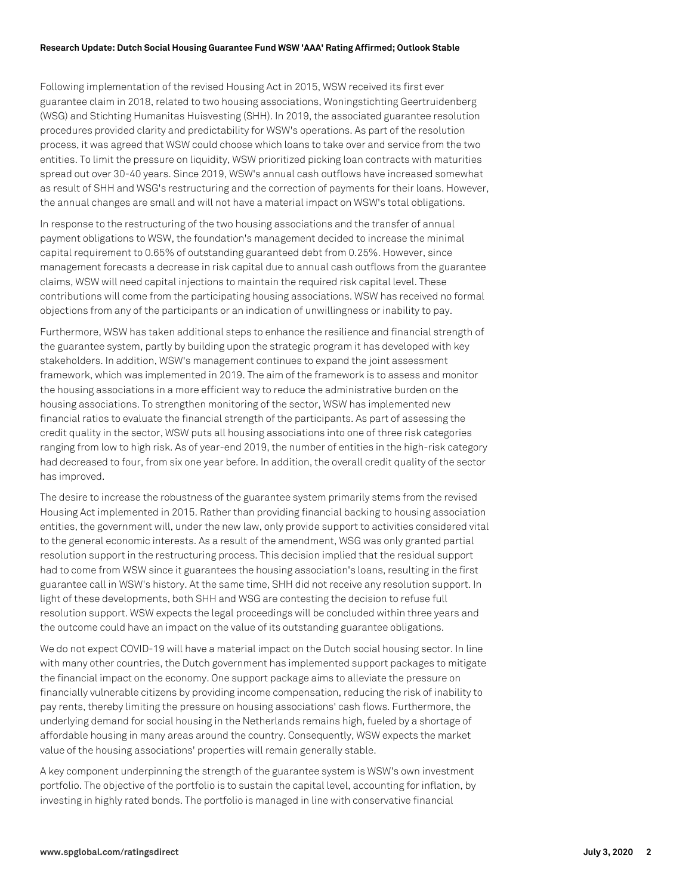Following implementation of the revised Housing Act in 2015, WSW received its first ever guarantee claim in 2018, related to two housing associations, Woningstichting Geertruidenberg (WSG) and Stichting Humanitas Huisvesting (SHH). In 2019, the associated guarantee resolution procedures provided clarity and predictability for WSW's operations. As part of the resolution process, it was agreed that WSW could choose which loans to take over and service from the two entities. To limit the pressure on liquidity, WSW prioritized picking loan contracts with maturities spread out over 30-40 years. Since 2019, WSW's annual cash outflows have increased somewhat as result of SHH and WSG's restructuring and the correction of payments for their loans. However, the annual changes are small and will not have a material impact on WSW's total obligations.

In response to the restructuring of the two housing associations and the transfer of annual payment obligations to WSW, the foundation's management decided to increase the minimal capital requirement to 0.65% of outstanding guaranteed debt from 0.25%. However, since management forecasts a decrease in risk capital due to annual cash outflows from the guarantee claims, WSW will need capital injections to maintain the required risk capital level. These contributions will come from the participating housing associations. WSW has received no formal objections from any of the participants or an indication of unwillingness or inability to pay.

Furthermore, WSW has taken additional steps to enhance the resilience and financial strength of the guarantee system, partly by building upon the strategic program it has developed with key stakeholders. In addition, WSW's management continues to expand the joint assessment framework, which was implemented in 2019. The aim of the framework is to assess and monitor the housing associations in a more efficient way to reduce the administrative burden on the housing associations. To strengthen monitoring of the sector, WSW has implemented new financial ratios to evaluate the financial strength of the participants. As part of assessing the credit quality in the sector, WSW puts all housing associations into one of three risk categories ranging from low to high risk. As of year-end 2019, the number of entities in the high-risk category had decreased to four, from six one year before. In addition, the overall credit quality of the sector has improved.

The desire to increase the robustness of the guarantee system primarily stems from the revised Housing Act implemented in 2015. Rather than providing financial backing to housing association entities, the government will, under the new law, only provide support to activities considered vital to the general economic interests. As a result of the amendment, WSG was only granted partial resolution support in the restructuring process. This decision implied that the residual support had to come from WSW since it guarantees the housing association's loans, resulting in the first guarantee call in WSW's history. At the same time, SHH did not receive any resolution support. In light of these developments, both SHH and WSG are contesting the decision to refuse full resolution support. WSW expects the legal proceedings will be concluded within three years and the outcome could have an impact on the value of its outstanding guarantee obligations.

We do not expect COVID-19 will have a material impact on the Dutch social housing sector. In line with many other countries, the Dutch government has implemented support packages to mitigate the financial impact on the economy. One support package aims to alleviate the pressure on financially vulnerable citizens by providing income compensation, reducing the risk of inability to pay rents, thereby limiting the pressure on housing associations' cash flows. Furthermore, the underlying demand for social housing in the Netherlands remains high, fueled by a shortage of affordable housing in many areas around the country. Consequently, WSW expects the market value of the housing associations' properties will remain generally stable.

A key component underpinning the strength of the guarantee system is WSW's own investment portfolio. The objective of the portfolio is to sustain the capital level, accounting for inflation, by investing in highly rated bonds. The portfolio is managed in line with conservative financial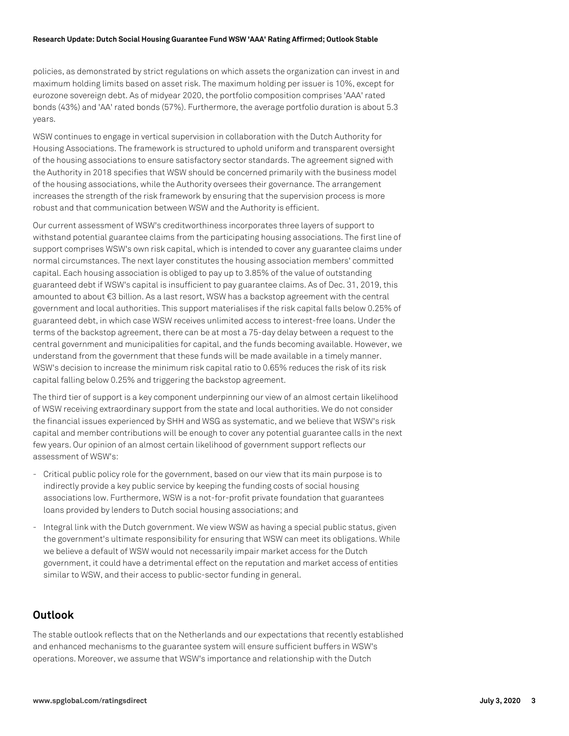policies, as demonstrated by strict regulations on which assets the organization can invest in and maximum holding limits based on asset risk. The maximum holding per issuer is 10%, except for eurozone sovereign debt. As of midyear 2020, the portfolio composition comprises 'AAA' rated bonds (43%) and 'AA' rated bonds (57%). Furthermore, the average portfolio duration is about 5.3 years.

WSW continues to engage in vertical supervision in collaboration with the Dutch Authority for Housing Associations. The framework is structured to uphold uniform and transparent oversight of the housing associations to ensure satisfactory sector standards. The agreement signed with the Authority in 2018 specifies that WSW should be concerned primarily with the business model of the housing associations, while the Authority oversees their governance. The arrangement increases the strength of the risk framework by ensuring that the supervision process is more robust and that communication between WSW and the Authority is efficient.

Our current assessment of WSW's creditworthiness incorporates three layers of support to withstand potential guarantee claims from the participating housing associations. The first line of support comprises WSW's own risk capital, which is intended to cover any guarantee claims under normal circumstances. The next layer constitutes the housing association members' committed capital. Each housing association is obliged to pay up to 3.85% of the value of outstanding guaranteed debt if WSW's capital is insufficient to pay guarantee claims. As of Dec. 31, 2019, this amounted to about €3 billion. As a last resort, WSW has a backstop agreement with the central government and local authorities. This support materialises if the risk capital falls below 0.25% of guaranteed debt, in which case WSW receives unlimited access to interest-free loans. Under the terms of the backstop agreement, there can be at most a 75-day delay between a request to the central government and municipalities for capital, and the funds becoming available. However, we understand from the government that these funds will be made available in a timely manner. WSW's decision to increase the minimum risk capital ratio to 0.65% reduces the risk of its risk capital falling below 0.25% and triggering the backstop agreement.

The third tier of support is a key component underpinning our view of an almost certain likelihood of WSW receiving extraordinary support from the state and local authorities. We do not consider the financial issues experienced by SHH and WSG as systematic, and we believe that WSW's risk capital and member contributions will be enough to cover any potential guarantee calls in the next few years. Our opinion of an almost certain likelihood of government support reflects our assessment of WSW's:

- Critical public policy role for the government, based on our view that its main purpose is to indirectly provide a key public service by keeping the funding costs of social housing associations low. Furthermore, WSW is a not-for-profit private foundation that guarantees loans provided by lenders to Dutch social housing associations; and
- Integral link with the Dutch government. We view WSW as having a special public status, given the government's ultimate responsibility for ensuring that WSW can meet its obligations. While we believe a default of WSW would not necessarily impair market access for the Dutch government, it could have a detrimental effect on the reputation and market access of entities similar to WSW, and their access to public-sector funding in general.

## Outlook

The stable outlook reflects that on the Netherlands and our expectations that recently established and enhanced mechanisms to the guarantee system will ensure sufficient buffers in WSW's operations. Moreover, we assume that WSW's importance and relationship with the Dutch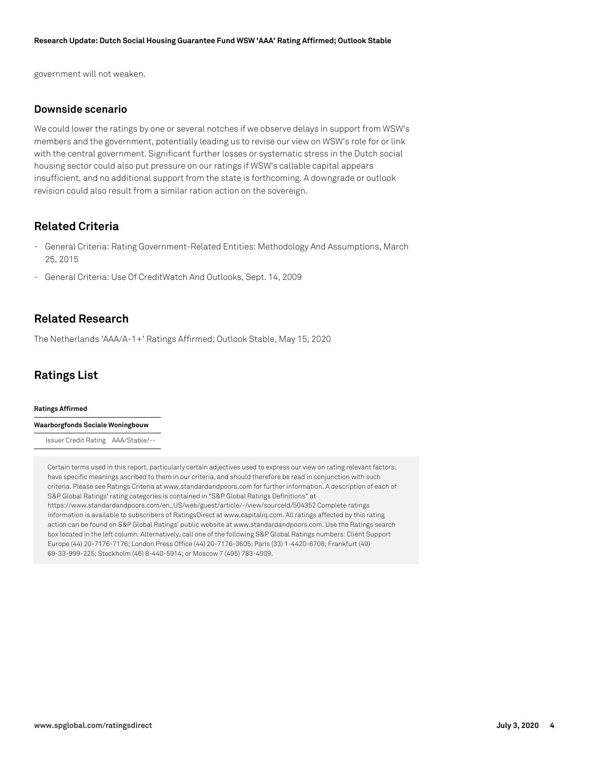government will not weaken.

### Downside scenario

We could lower the ratings by one or several notches if we observe delays in support from WSW's members and the government, potentially leading us to revise our view on WSW's role for or link with the central government. Significant further losses or systematic stress in the Dutch social housing sector could also put pressure on our ratings if WSW's callable capital appears insufficient, and no additional support from the state is forthcoming. A downgrade or outlook revision could also result from a similar ration action on the sovereign.

## Related Criteria

- General Criteria: Rating Government-Related Entities: Methodology And Assumptions, March 25, 2015
- General Criteria: Use Of CreditWatch And Outlooks, Sept. 14, 2009

## Related Research

The Netherlands 'AAA/A-1+' Ratings Affirmed; Outlook Stable, May 15, 2020

## Ratings List

| **Ratings Affirmed** | |
|---|---|
| **Waarborgfonds Sociale Woningbouw** | |
| Issuer Credit Rating | AAA/Stable/-- |

Certain terms used in this report, particularly certain adjectives used to express our view on rating relevant factors, have specific meanings ascribed to them in our criteria, and should therefore be read in conjunction with such criteria. Please see Ratings Criteria at www.standardandpoors.com for further information. A description of each of S&P Global Ratings' rating categories is contained in "S&P Global Ratings Definitions" at https://www.standardandpoors.com/en_US/web/guest/article/-/view/sourceId/504352 Complete ratings information is available to subscribers of RatingsDirect at www.capitaliq.com. All ratings affected by this rating action can be found on S&P Global Ratings' public website at www.standardandpoors.com. Use the Ratings search box located in the left column. Alternatively, call one of the following S&P Global Ratings numbers: Client Support Europe (44) 20-7176-7176; London Press Office (44) 20-7176-3605; Paris (33) 1-4420-6708; Frankfurt (49) 69-33-999-225; Stockholm (46) 8-440-5914; or Moscow 7 (495) 783-4009.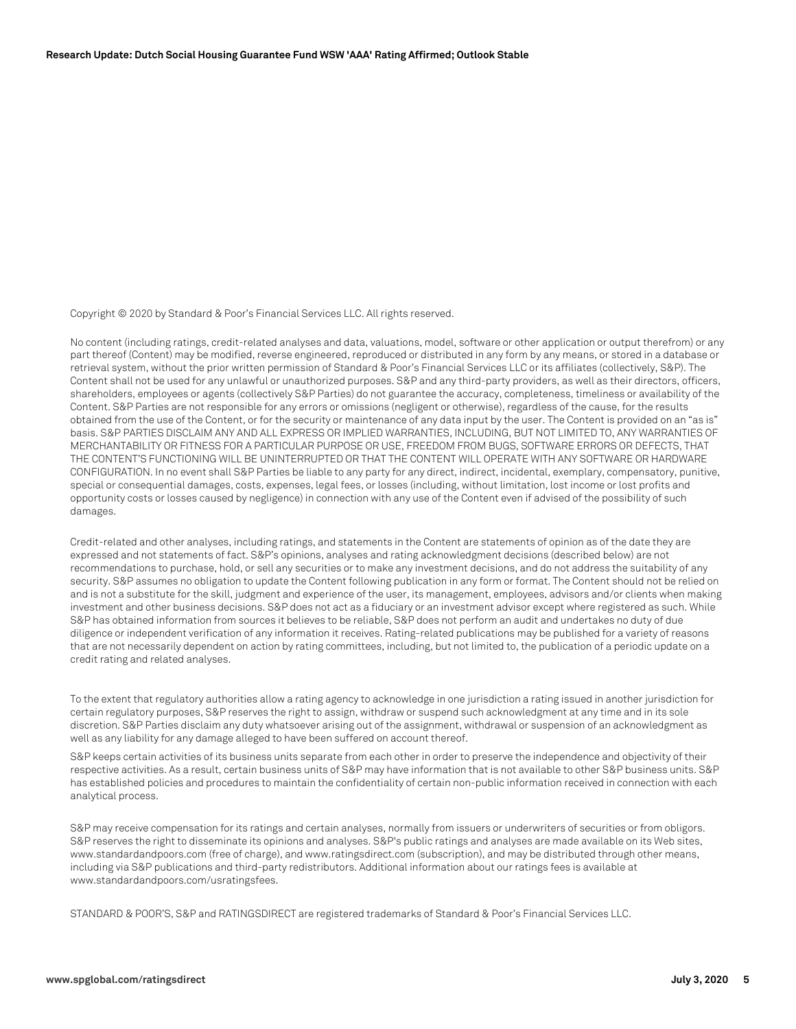Copyright © 2020 by Standard & Poor's Financial Services LLC. All rights reserved.

No content (including ratings, credit-related analyses and data, valuations, model, software or other application or output therefrom) or any part thereof (Content) may be modified, reverse engineered, reproduced or distributed in any form by any means, or stored in a database or retrieval system, without the prior written permission of Standard & Poor's Financial Services LLC or its affiliates (collectively, S&P). The Content shall not be used for any unlawful or unauthorized purposes. S&P and any third-party providers, as well as their directors, officers, shareholders, employees or agents (collectively S&P Parties) do not guarantee the accuracy, completeness, timeliness or availability of the Content. S&P Parties are not responsible for any errors or omissions (negligent or otherwise), regardless of the cause, for the results obtained from the use of the Content, or for the security or maintenance of any data input by the user. The Content is provided on an "as is" basis. S&P PARTIES DISCLAIM ANY AND ALL EXPRESS OR IMPLIED WARRANTIES, INCLUDING, BUT NOT LIMITED TO, ANY WARRANTIES OF MERCHANTABILITY OR FITNESS FOR A PARTICULAR PURPOSE OR USE, FREEDOM FROM BUGS, SOFTWARE ERRORS OR DEFECTS, THAT THE CONTENT'S FUNCTIONING WILL BE UNINTERRUPTED OR THAT THE CONTENT WILL OPERATE WITH ANY SOFTWARE OR HARDWARE CONFIGURATION. In no event shall S&P Parties be liable to any party for any direct, indirect, incidental, exemplary, compensatory, punitive, special or consequential damages, costs, expenses, legal fees, or losses (including, without limitation, lost income or lost profits and opportunity costs or losses caused by negligence) in connection with any use of the Content even if advised of the possibility of such damages.

Credit-related and other analyses, including ratings, and statements in the Content are statements of opinion as of the date they are expressed and not statements of fact. S&P's opinions, analyses and rating acknowledgment decisions (described below) are not recommendations to purchase, hold, or sell any securities or to make any investment decisions, and do not address the suitability of any security. S&P assumes no obligation to update the Content following publication in any form or format. The Content should not be relied on and is not a substitute for the skill, judgment and experience of the user, its management, employees, advisors and/or clients when making investment and other business decisions. S&P does not act as a fiduciary or an investment advisor except where registered as such. While S&P has obtained information from sources it believes to be reliable, S&P does not perform an audit and undertakes no duty of due diligence or independent verification of any information it receives. Rating-related publications may be published for a variety of reasons that are not necessarily dependent on action by rating committees, including, but not limited to, the publication of a periodic update on a credit rating and related analyses.

To the extent that regulatory authorities allow a rating agency to acknowledge in one jurisdiction a rating issued in another jurisdiction for certain regulatory purposes, S&P reserves the right to assign, withdraw or suspend such acknowledgment at any time and in its sole discretion. S&P Parties disclaim any duty whatsoever arising out of the assignment, withdrawal or suspension of an acknowledgment as well as any liability for any damage alleged to have been suffered on account thereof.

S&P keeps certain activities of its business units separate from each other in order to preserve the independence and objectivity of their respective activities. As a result, certain business units of S&P may have information that is not available to other S&P business units. S&P has established policies and procedures to maintain the confidentiality of certain non-public information received in connection with each analytical process.

S&P may receive compensation for its ratings and certain analyses, normally from issuers or underwriters of securities or from obligors. S&P reserves the right to disseminate its opinions and analyses. S&P's public ratings and analyses are made available on its Web sites, www.standardandpoors.com (free of charge), and www.ratingsdirect.com (subscription), and may be distributed through other means, including via S&P publications and third-party redistributors. Additional information about our ratings fees is available at www.standardandpoors.com/usratingsfees.

STANDARD & POOR'S, S&P and RATINGSDIRECT are registered trademarks of Standard & Poor's Financial Services LLC.